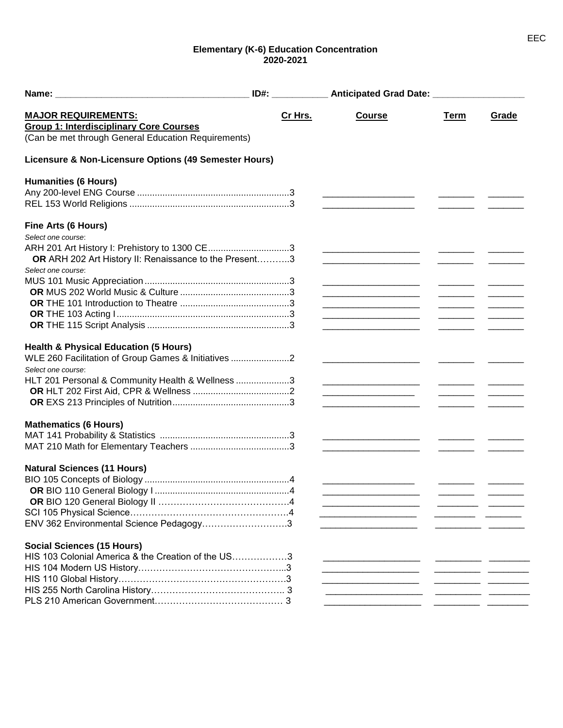# Elementary (K-6) Education Concentration
## 2020-2021

**Name:** ______________________ **ID#:** __________ **Anticipated Grad Date:** ______________

| **MAJOR REQUIREMENTS:** | **Cr Hrs.** | **Course** | **Term** | **Grade** |
|---|---|---|---|---|
| **Group 1: Interdisciplinary Core Courses** | | | | |
| (Can be met through General Education Requirements) | | | | |
| **Licensure & Non-Licensure Options (49 Semester Hours)** | | | | |
| **Humanities (6 Hours)** | | | | |
| Any 200-level ENG Course | 3 | | | |
| REL 153 World Religions | 3 | | | |
| **Fine Arts (6 Hours)** | | | | |
| *Select one course*: | | | | |
| ARH 201 Art History I: Prehistory to 1300 CE | 3 | | | |
| **OR** ARH 202 Art History II: Renaissance to the Present | 3 | | | |
| *Select one course*: | | | | |
| MUS 101 Music Appreciation | 3 | | | |
| **OR** MUS 202 World Music & Culture | 3 | | | |
| **OR** THE 101 Introduction to Theatre | 3 | | | |
| **OR** THE 103 Acting I | 3 | | | |
| **OR** THE 115 Script Analysis | 3 | | | |
| **Health & Physical Education (5 Hours)** | | | | |
| WLE 260 Facilitation of Group Games & Initiatives | 2 | | | |
| *Select one course*: | | | | |
| HLT 201 Personal & Community Health & Wellness | 3 | | | |
| **OR** HLT 202 First Aid, CPR & Wellness | 2 | | | |
| **OR** EXS 213 Principles of Nutrition | 3 | | | |
| **Mathematics (6 Hours)** | | | | |
| MAT 141 Probability & Statistics | 3 | | | |
| MAT 210 Math for Elementary Teachers | 3 | | | |
| **Natural Sciences (11 Hours)** | | | | |
| BIO 105 Concepts of Biology | 4 | | | |
| **OR** BIO 110 General Biology I | 4 | | | |
| **OR** BIO 120 General Biology II | 4 | | | |
| SCI 105 Physical Science | 4 | | | |
| ENV 362 Environmental Science Pedagogy | 3 | | | |
| **Social Sciences (15 Hours)** | | | | |
| HIS 103 Colonial America & the Creation of the US | 3 | | | |
| HIS 104 Modern US History | 3 | | | |
| HIS 110 Global History | 3 | | | |
| HIS 255 North Carolina History | 3 | | | |
| PLS 210 American Government | 3 | | | |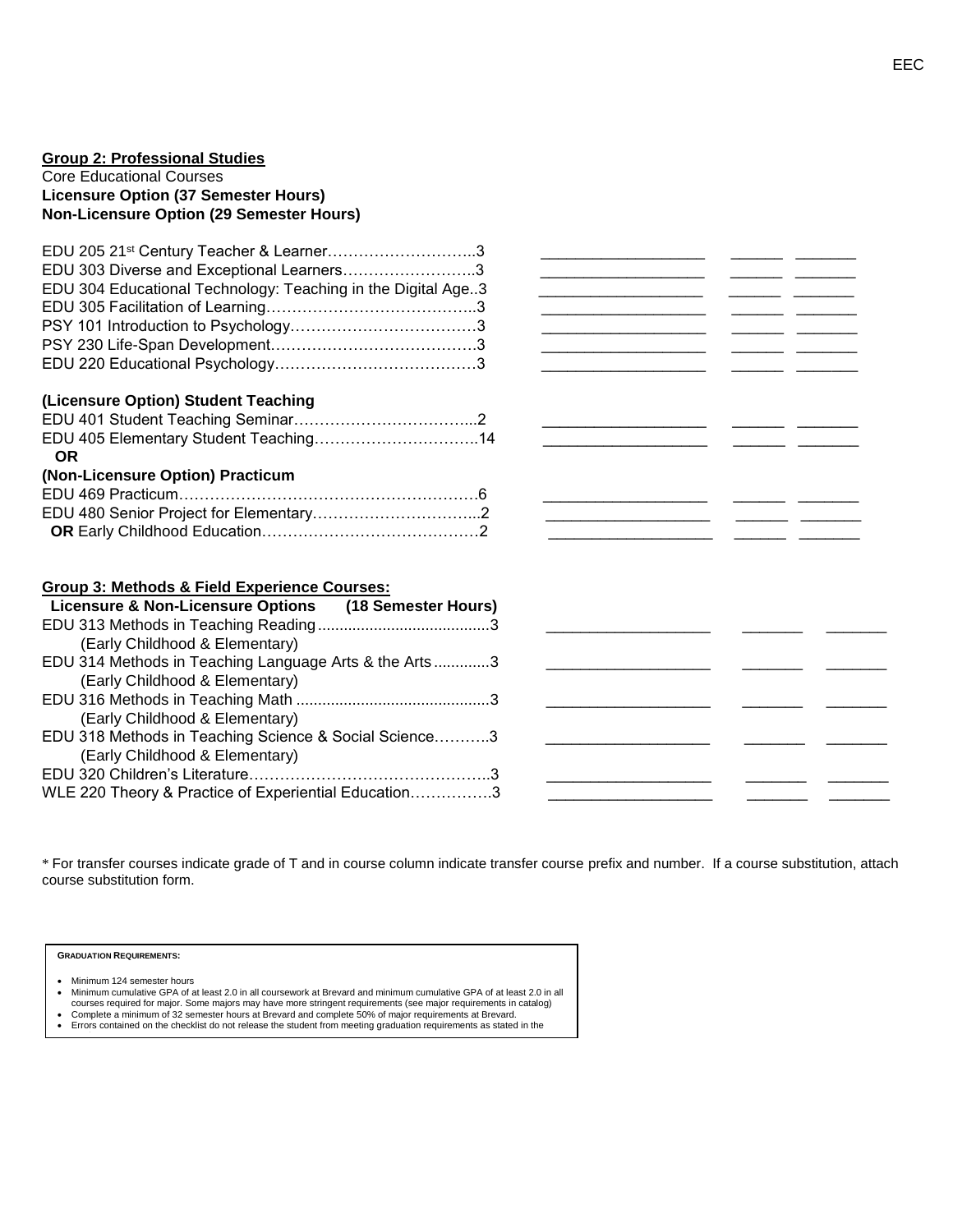**Group 2: Professional Studies**

Core Educational Courses

**Licensure Option (37 Semester Hours)**

**Non-Licensure Option (29 Semester Hours)**

| | | | |
|---|---|---|---|
| EDU 205 21st Century Teacher & Learner……………………….3 | ________________ | ______ | _______ |
| EDU 303 Diverse and Exceptional Learners……………………..3 | ________________ | ______ | _______ |
| EDU 304 Educational Technology: Teaching in the Digital Age..3 | ________________ | ______ | _______ |
| EDU 305 Facilitation of Learning…………………………………..3 | ________________ | ______ | _______ |
| PSY 101 Introduction to Psychology………………………………3 | ________________ | ______ | _______ |
| PSY 230 Life-Span Development…………………………………3 | ________________ | ______ | _______ |
| EDU 220 Educational Psychology…………………………………3 | ________________ | ______ | _______ |

**(Licensure Option) Student Teaching**

| | | | |
|---|---|---|---|
| EDU 401 Student Teaching Seminar……………………………...2 | ________________ | ______ | _______ |
| EDU 405 Elementary Student Teaching…………………………..14 | ________________ | ______ | _______ |

**OR**

**(Non-Licensure Option) Practicum**

| | | | |
|---|---|---|---|
| EDU 469 Practicum…………………………………………………6 | ________________ | ______ | _______ |
| EDU 480 Senior Project for Elementary…………………………...2 | ________________ | ______ | _______ |
| **OR** Early Childhood Education……………………………………2 | ________________ | ______ | _______ |

**Group 3: Methods & Field Experience Courses:**

**Licensure & Non-Licensure Options (18 Semester Hours)**

| | | | |
|---|---|---|---|
| EDU 313 Methods in Teaching Reading........................................3 (Early Childhood & Elementary) | ________________ | ______ | _______ |
| EDU 314 Methods in Teaching Language Arts & the Arts.............3 (Early Childhood & Elementary) | ________________ | ______ | _______ |
| EDU 316 Methods in Teaching Math ............................................3 (Early Childhood & Elementary) | ________________ | ______ | _______ |
| EDU 318 Methods in Teaching Science & Social Science………..3 (Early Childhood & Elementary) | ________________ | ______ | _______ |
| EDU 320 Children's Literature………………………………………..3 | ________________ | ______ | _______ |
| WLE 220 Theory & Practice of Experiential Education…………….3 | ________________ | ______ | _______ |

* For transfer courses indicate grade of T and in course column indicate transfer course prefix and number. If a course substitution, attach course substitution form.

**GRADUATION REQUIREMENTS:**

- Minimum 124 semester hours
- Minimum cumulative GPA of at least 2.0 in all coursework at Brevard and minimum cumulative GPA of at least 2.0 in all courses required for major. Some majors may have more stringent requirements (see major requirements in catalog)
- Complete a minimum of 32 semester hours at Brevard and complete 50% of major requirements at Brevard.
- Errors contained on the checklist do not release the student from meeting graduation requirements as stated in the